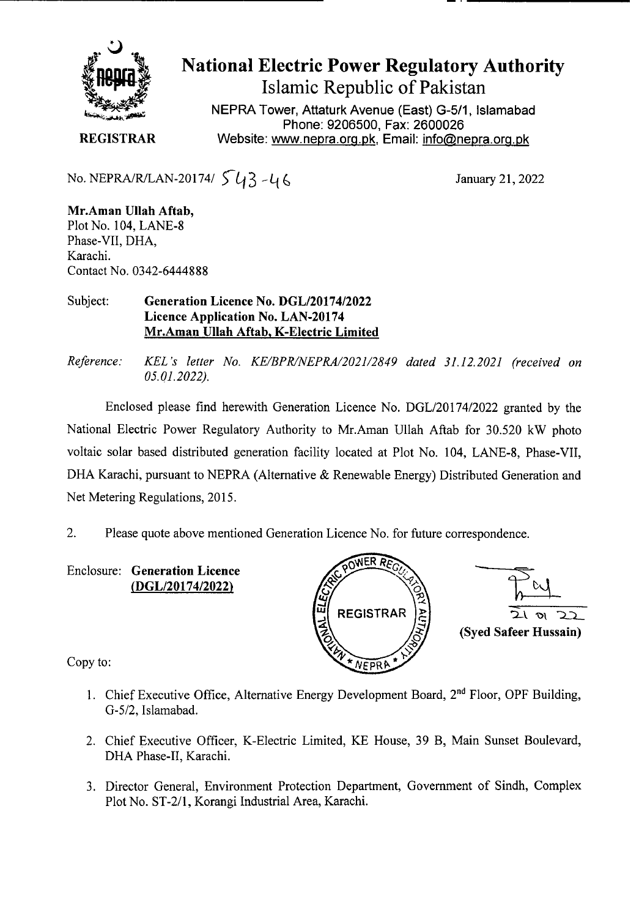# National Electric Power Regulatory Authority

Islamic Republic of Pakistan

NEPRA Tower, Attaturk Avenue (East) G-5/1, Islamabad
Phone: 9206500, Fax: 2600026
Website: www.nepra.org.pk, Email: info@nepra.org.pk

**REGISTRAR**

No. NEPRA/R/LAN-20174/ 543-46

January 21, 2022

**Mr.Aman Ullah Aftab,**
Plot No. 104, LANE-8
Phase-VII, DHA,
Karachi.
Contact No. 0342-6444888

Subject: **Generation Licence No. DGL/20174/2022**
**Licence Application No. LAN-20174**
**Mr.Aman Ullah Aftab, K-Electric Limited**

*Reference: KEL's letter No. KE/BPR/NEPRA/2021/2849 dated 31.12.2021 (received on 05.01.2022).*

Enclosed please find herewith Generation Licence No. DGL/20174/2022 granted by the National Electric Power Regulatory Authority to Mr.Aman Ullah Aftab for 30.520 kW photo voltaic solar based distributed generation facility located at Plot No. 104, LANE-8, Phase-VII, DHA Karachi, pursuant to NEPRA (Alternative & Renewable Energy) Distributed Generation and Net Metering Regulations, 2015.

2. Please quote above mentioned Generation Licence No. for future correspondence.

Enclosure: **Generation Licence (DGL/20174/2022)**

21 01 22
**(Syed Safeer Hussain)**

Copy to:

1. Chief Executive Office, Alternative Energy Development Board, 2nd Floor, OPF Building, G-5/2, Islamabad.
2. Chief Executive Officer, K-Electric Limited, KE House, 39 B, Main Sunset Boulevard, DHA Phase-II, Karachi.
3. Director General, Environment Protection Department, Government of Sindh, Complex Plot No. ST-2/1, Korangi Industrial Area, Karachi.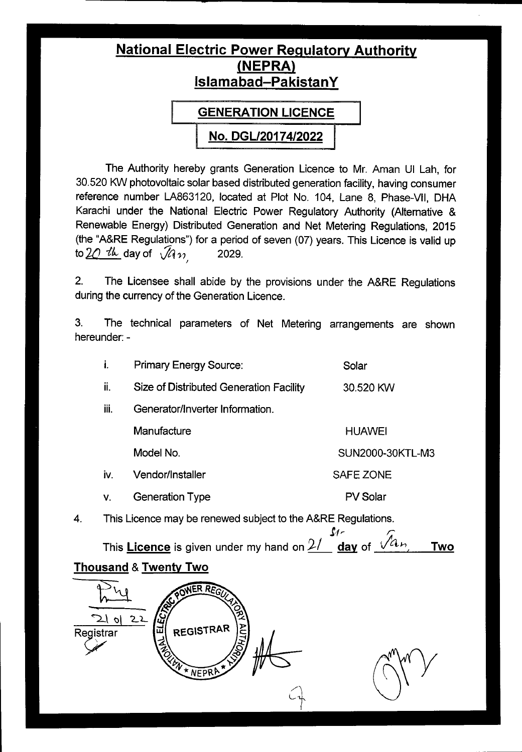# National Electric Power Regulatory Authority (NEPRA) Islamabad–PakistanY

## GENERATION LICENCE

## No. DGL/20174/2022

The Authority hereby grants Generation Licence to Mr. Aman Ul Lah, for 30.520 KW photovoltaic solar based distributed generation facility, having consumer reference number LA863120, located at Plot No. 104, Lane 8, Phase-VII, DHA Karachi under the National Electric Power Regulatory Authority (Alternative & Renewable Energy) Distributed Generation and Net Metering Regulations, 2015 (the "A&RE Regulations") for a period of seven (07) years. This Licence is valid up to 20 th day of Jan, 2029.

2. The Licensee shall abide by the provisions under the A&RE Regulations during the currency of the Generation Licence.

3. The technical parameters of Net Metering arrangements are shown hereunder: -

| | | |
|---|---|---|
| i. | Primary Energy Source: | Solar |
| ii. | Size of Distributed Generation Facility | 30.520 KW |
| iii. | Generator/Inverter Information. | |
| | Manufacture | HUAWEI |
| | Model No. | SUN2000-30KTL-M3 |
| iv. | Vendor/Installer | SAFE ZONE |
| v. | Generation Type | PV Solar |

4. This Licence may be renewed subject to the A&RE Regulations.

This **Licence** is given under my hand on 21st **day** of Jan, **Two Thousand** & **Twenty Two**

21 01 22
Registrar

REGISTRAR
NATIONAL ELECTRIC POWER REGULATORY AUTHORITY
NEPRA